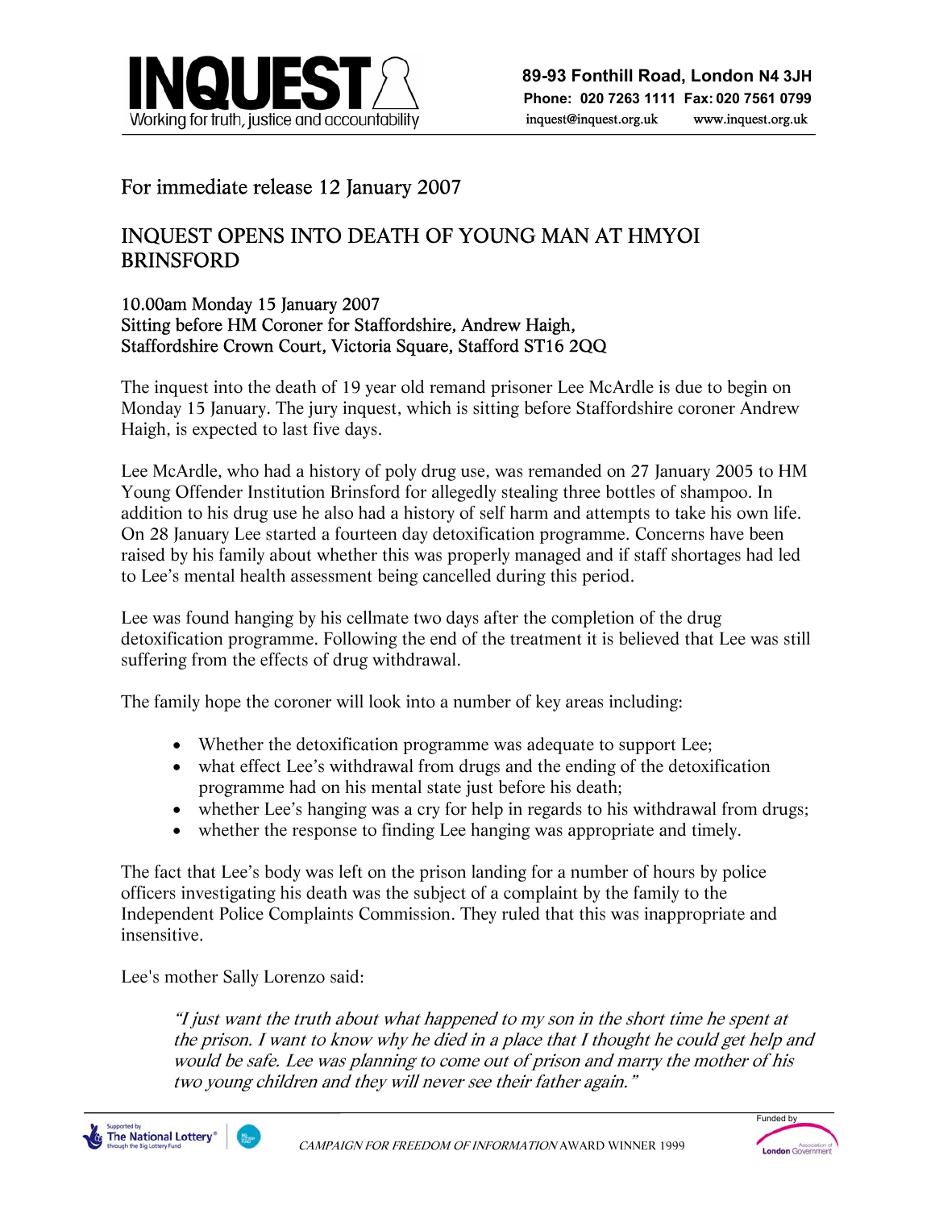**INQUEST**
Working for truth, justice and accountability

**89-93 Fonthill Road, London N4 3JH**
**Phone: 020 7263 1111 Fax: 020 7561 0799**
inquest@inquest.org.uk www.inquest.org.uk

For immediate release 12 January 2007

# INQUEST OPENS INTO DEATH OF YOUNG MAN AT HMYOI BRINSFORD

10.00am Monday 15 January 2007
Sitting before HM Coroner for Staffordshire, Andrew Haigh,
Staffordshire Crown Court, Victoria Square, Stafford ST16 2QQ

The inquest into the death of 19 year old remand prisoner Lee McArdle is due to begin on Monday 15 January. The jury inquest, which is sitting before Staffordshire coroner Andrew Haigh, is expected to last five days.

Lee McArdle, who had a history of poly drug use, was remanded on 27 January 2005 to HM Young Offender Institution Brinsford for allegedly stealing three bottles of shampoo. In addition to his drug use he also had a history of self harm and attempts to take his own life. On 28 January Lee started a fourteen day detoxification programme. Concerns have been raised by his family about whether this was properly managed and if staff shortages had led to Lee's mental health assessment being cancelled during this period.

Lee was found hanging by his cellmate two days after the completion of the drug detoxification programme. Following the end of the treatment it is believed that Lee was still suffering from the effects of drug withdrawal.

The family hope the coroner will look into a number of key areas including:

- Whether the detoxification programme was adequate to support Lee;
- what effect Lee's withdrawal from drugs and the ending of the detoxification programme had on his mental state just before his death;
- whether Lee's hanging was a cry for help in regards to his withdrawal from drugs;
- whether the response to finding Lee hanging was appropriate and timely.

The fact that Lee's body was left on the prison landing for a number of hours by police officers investigating his death was the subject of a complaint by the family to the Independent Police Complaints Commission. They ruled that this was inappropriate and insensitive.

Lee's mother Sally Lorenzo said:

> *"I just want the truth about what happened to my son in the short time he spent at the prison. I want to know why he died in a place that I thought he could get help and would be safe. Lee was planning to come out of prison and marry the mother of his two young children and they will never see their father again."*

*CAMPAIGN FOR FREEDOM OF INFORMATION* AWARD WINNER 1999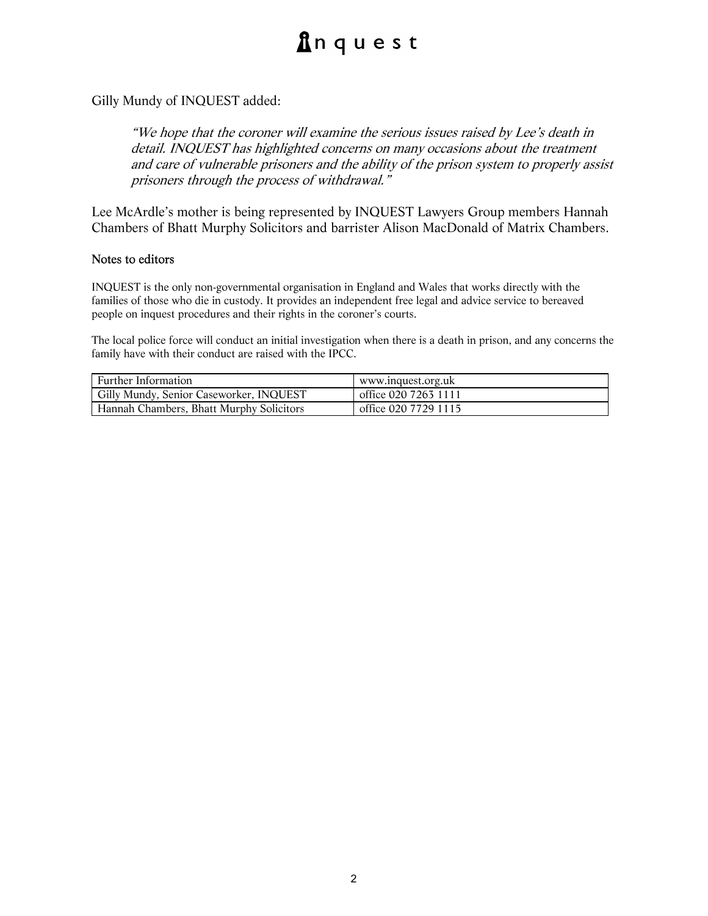Gilly Mundy of INQUEST added:

> *"We hope that the coroner will examine the serious issues raised by Lee's death in detail. INQUEST has highlighted concerns on many occasions about the treatment and care of vulnerable prisoners and the ability of the prison system to properly assist prisoners through the process of withdrawal."*

Lee McArdle's mother is being represented by INQUEST Lawyers Group members Hannah Chambers of Bhatt Murphy Solicitors and barrister Alison MacDonald of Matrix Chambers.

### Notes to editors

INQUEST is the only non-governmental organisation in England and Wales that works directly with the families of those who die in custody. It provides an independent free legal and advice service to bereaved people on inquest procedures and their rights in the coroner's courts.

The local police force will conduct an initial investigation when there is a death in prison, and any concerns the family have with their conduct are raised with the IPCC.

| | |
|---|---|
| Further Information | www.inquest.org.uk |
| Gilly Mundy, Senior Caseworker, INQUEST | office 020 7263 1111 |
| Hannah Chambers, Bhatt Murphy Solicitors | office 020 7729 1115 |